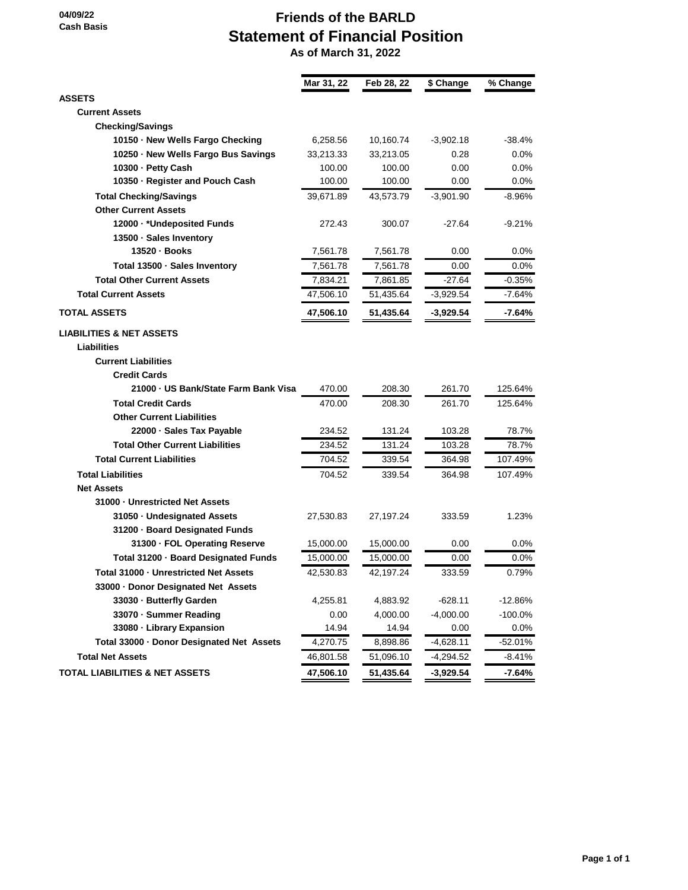04/09/22
Cash Basis

# Friends of the BARLD
# Statement of Financial Position
### As of March 31, 2022

| | Mar 31, 22 | Feb 28, 22 | $ Change | % Change |
|---|---|---|---|---|
| **ASSETS** | | | | |
| **Current Assets** | | | | |
| **Checking/Savings** | | | | |
| **10150 · New Wells Fargo Checking** | 6,258.56 | 10,160.74 | -3,902.18 | -38.4% |
| **10250 · New Wells Fargo Bus Savings** | 33,213.33 | 33,213.05 | 0.28 | 0.0% |
| **10300 · Petty Cash** | 100.00 | 100.00 | 0.00 | 0.0% |
| **10350 · Register and Pouch Cash** | 100.00 | 100.00 | 0.00 | 0.0% |
| **Total Checking/Savings** | 39,671.89 | 43,573.79 | -3,901.90 | -8.96% |
| **Other Current Assets** | | | | |
| **12000 · \*Undeposited Funds** | 272.43 | 300.07 | -27.64 | -9.21% |
| **13500 · Sales Inventory** | | | | |
| **13520 · Books** | 7,561.78 | 7,561.78 | 0.00 | 0.0% |
| **Total 13500 · Sales Inventory** | 7,561.78 | 7,561.78 | 0.00 | 0.0% |
| **Total Other Current Assets** | 7,834.21 | 7,861.85 | -27.64 | -0.35% |
| **Total Current Assets** | 47,506.10 | 51,435.64 | -3,929.54 | -7.64% |
| **TOTAL ASSETS** | **47,506.10** | **51,435.64** | **-3,929.54** | **-7.64%** |
| **LIABILITIES & NET ASSETS** | | | | |
| **Liabilities** | | | | |
| **Current Liabilities** | | | | |
| **Credit Cards** | | | | |
| **21000 · US Bank/State Farm Bank Visa** | 470.00 | 208.30 | 261.70 | 125.64% |
| **Total Credit Cards** | 470.00 | 208.30 | 261.70 | 125.64% |
| **Other Current Liabilities** | | | | |
| **22000 · Sales Tax Payable** | 234.52 | 131.24 | 103.28 | 78.7% |
| **Total Other Current Liabilities** | 234.52 | 131.24 | 103.28 | 78.7% |
| **Total Current Liabilities** | 704.52 | 339.54 | 364.98 | 107.49% |
| **Total Liabilities** | 704.52 | 339.54 | 364.98 | 107.49% |
| **Net Assets** | | | | |
| **31000 · Unrestricted Net Assets** | | | | |
| **31050 · Undesignated Assets** | 27,530.83 | 27,197.24 | 333.59 | 1.23% |
| **31200 · Board Designated Funds** | | | | |
| **31300 · FOL Operating Reserve** | 15,000.00 | 15,000.00 | 0.00 | 0.0% |
| **Total 31200 · Board Designated Funds** | 15,000.00 | 15,000.00 | 0.00 | 0.0% |
| **Total 31000 · Unrestricted Net Assets** | 42,530.83 | 42,197.24 | 333.59 | 0.79% |
| **33000 · Donor Designated Net Assets** | | | | |
| **33030 · Butterfly Garden** | 4,255.81 | 4,883.92 | -628.11 | -12.86% |
| **33070 · Summer Reading** | 0.00 | 4,000.00 | -4,000.00 | -100.0% |
| **33080 · Library Expansion** | 14.94 | 14.94 | 0.00 | 0.0% |
| **Total 33000 · Donor Designated Net Assets** | 4,270.75 | 8,898.86 | -4,628.11 | -52.01% |
| **Total Net Assets** | 46,801.58 | 51,096.10 | -4,294.52 | -8.41% |
| **TOTAL LIABILITIES & NET ASSETS** | **47,506.10** | **51,435.64** | **-3,929.54** | **-7.64%** |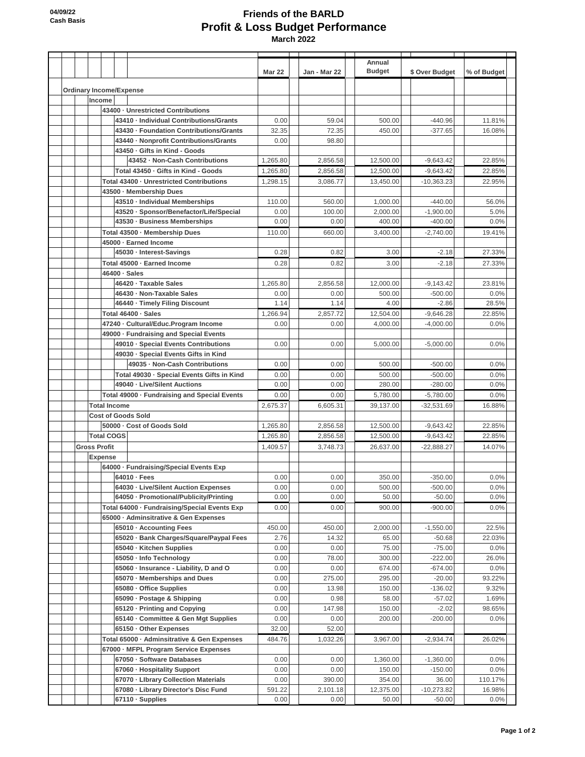**04/09/22**
**Cash Basis**

# Friends of the BARLD
## Profit & Loss Budget Performance
### March 2022

| | Mar 22 | Jan - Mar 22 | Annual Budget | $ Over Budget | % of Budget |
|---|---|---|---|---|---|
| **Ordinary Income/Expense** | | | | | |
| **Income** | | | | | |
| **43400 · Unrestricted Contributions** | | | | | |
| **43410 · Individual Contributions/Grants** | 0.00 | 59.04 | 500.00 | -440.96 | 11.81% |
| **43430 · Foundation Contributions/Grants** | 32.35 | 72.35 | 450.00 | -377.65 | 16.08% |
| **43440 · Nonprofit Contributions/Grants** | 0.00 | 98.80 | | | |
| **43450 · Gifts in Kind - Goods** | | | | | |
| **43452 · Non-Cash Contributions** | 1,265.80 | 2,856.58 | 12,500.00 | -9,643.42 | 22.85% |
| **Total 43450 · Gifts in Kind - Goods** | 1,265.80 | 2,856.58 | 12,500.00 | -9,643.42 | 22.85% |
| **Total 43400 · Unrestricted Contributions** | 1,298.15 | 3,086.77 | 13,450.00 | -10,363.23 | 22.95% |
| **43500 · Membership Dues** | | | | | |
| **43510 · Individual Memberships** | 110.00 | 560.00 | 1,000.00 | -440.00 | 56.0% |
| **43520 · Sponsor/Benefactor/Life/Special** | 0.00 | 100.00 | 2,000.00 | -1,900.00 | 5.0% |
| **43530 · Business Memberships** | 0.00 | 0.00 | 400.00 | -400.00 | 0.0% |
| **Total 43500 · Membership Dues** | 110.00 | 660.00 | 3,400.00 | -2,740.00 | 19.41% |
| **45000 · Earned Income** | | | | | |
| **45030 · Interest-Savings** | 0.28 | 0.82 | 3.00 | -2.18 | 27.33% |
| **Total 45000 · Earned Income** | 0.28 | 0.82 | 3.00 | -2.18 | 27.33% |
| **46400 · Sales** | | | | | |
| **46420 · Taxable Sales** | 1,265.80 | 2,856.58 | 12,000.00 | -9,143.42 | 23.81% |
| **46430 · Non-Taxable Sales** | 0.00 | 0.00 | 500.00 | -500.00 | 0.0% |
| **46440 · Timely Filing Discount** | 1.14 | 1.14 | 4.00 | -2.86 | 28.5% |
| **Total 46400 · Sales** | 1,266.94 | 2,857.72 | 12,504.00 | -9,646.28 | 22.85% |
| **47240 · Cultural/Educ.Program Income** | 0.00 | 0.00 | 4,000.00 | -4,000.00 | 0.0% |
| **49000 · Fundraising and Special Events** | | | | | |
| **49010 · Special Events Contributions** | 0.00 | 0.00 | 5,000.00 | -5,000.00 | 0.0% |
| **49030 · Special Events Gifts in Kind** | | | | | |
| **49035 · Non-Cash Contributions** | 0.00 | 0.00 | 500.00 | -500.00 | 0.0% |
| **Total 49030 · Special Events Gifts in Kind** | 0.00 | 0.00 | 500.00 | -500.00 | 0.0% |
| **49040 · Live/Silent Auctions** | 0.00 | 0.00 | 280.00 | -280.00 | 0.0% |
| **Total 49000 · Fundraising and Special Events** | 0.00 | 0.00 | 5,780.00 | -5,780.00 | 0.0% |
| **Total Income** | 2,675.37 | 6,605.31 | 39,137.00 | -32,531.69 | 16.88% |
| **Cost of Goods Sold** | | | | | |
| **50000 · Cost of Goods Sold** | 1,265.80 | 2,856.58 | 12,500.00 | -9,643.42 | 22.85% |
| **Total COGS** | 1,265.80 | 2,856.58 | 12,500.00 | -9,643.42 | 22.85% |
| **Gross Profit** | 1,409.57 | 3,748.73 | 26,637.00 | -22,888.27 | 14.07% |
| **Expense** | | | | | |
| **64000 · Fundraising/Special Events Exp** | | | | | |
| **64010 · Fees** | 0.00 | 0.00 | 350.00 | -350.00 | 0.0% |
| **64030 · Live/Silent Auction Expenses** | 0.00 | 0.00 | 500.00 | -500.00 | 0.0% |
| **64050 · Promotional/Publicity/Printing** | 0.00 | 0.00 | 50.00 | -50.00 | 0.0% |
| **Total 64000 · Fundraising/Special Events Exp** | 0.00 | 0.00 | 900.00 | -900.00 | 0.0% |
| **65000 · Adminsitrative & Gen Expenses** | | | | | |
| **65010 · Accounting Fees** | 450.00 | 450.00 | 2,000.00 | -1,550.00 | 22.5% |
| **65020 · Bank Charges/Square/Paypal Fees** | 2.76 | 14.32 | 65.00 | -50.68 | 22.03% |
| **65040 · Kitchen Supplies** | 0.00 | 0.00 | 75.00 | -75.00 | 0.0% |
| **65050 · Info Technology** | 0.00 | 78.00 | 300.00 | -222.00 | 26.0% |
| **65060 · Insurance - Liability, D and O** | 0.00 | 0.00 | 674.00 | -674.00 | 0.0% |
| **65070 · Memberships and Dues** | 0.00 | 275.00 | 295.00 | -20.00 | 93.22% |
| **65080 · Office Supplies** | 0.00 | 13.98 | 150.00 | -136.02 | 9.32% |
| **65090 · Postage & Shipping** | 0.00 | 0.98 | 58.00 | -57.02 | 1.69% |
| **65120 · Printing and Copying** | 0.00 | 147.98 | 150.00 | -2.02 | 98.65% |
| **65140 · Committee & Gen Mgt Supplies** | 0.00 | 0.00 | 200.00 | -200.00 | 0.0% |
| **65150 · Other Expenses** | 32.00 | 52.00 | | | |
| **Total 65000 · Adminsitrative & Gen Expenses** | 484.76 | 1,032.26 | 3,967.00 | -2,934.74 | 26.02% |
| **67000 · MFPL Program Service Expenses** | | | | | |
| **67050 · Software Databases** | 0.00 | 0.00 | 1,360.00 | -1,360.00 | 0.0% |
| **67060 · Hospitality Support** | 0.00 | 0.00 | 150.00 | -150.00 | 0.0% |
| **67070 · LIbrary Collection Materials** | 0.00 | 390.00 | 354.00 | 36.00 | 110.17% |
| **67080 · Library Director's Disc Fund** | 591.22 | 2,101.18 | 12,375.00 | -10,273.82 | 16.98% |
| **67110 · Supplies** | 0.00 | 0.00 | 50.00 | -50.00 | 0.0% |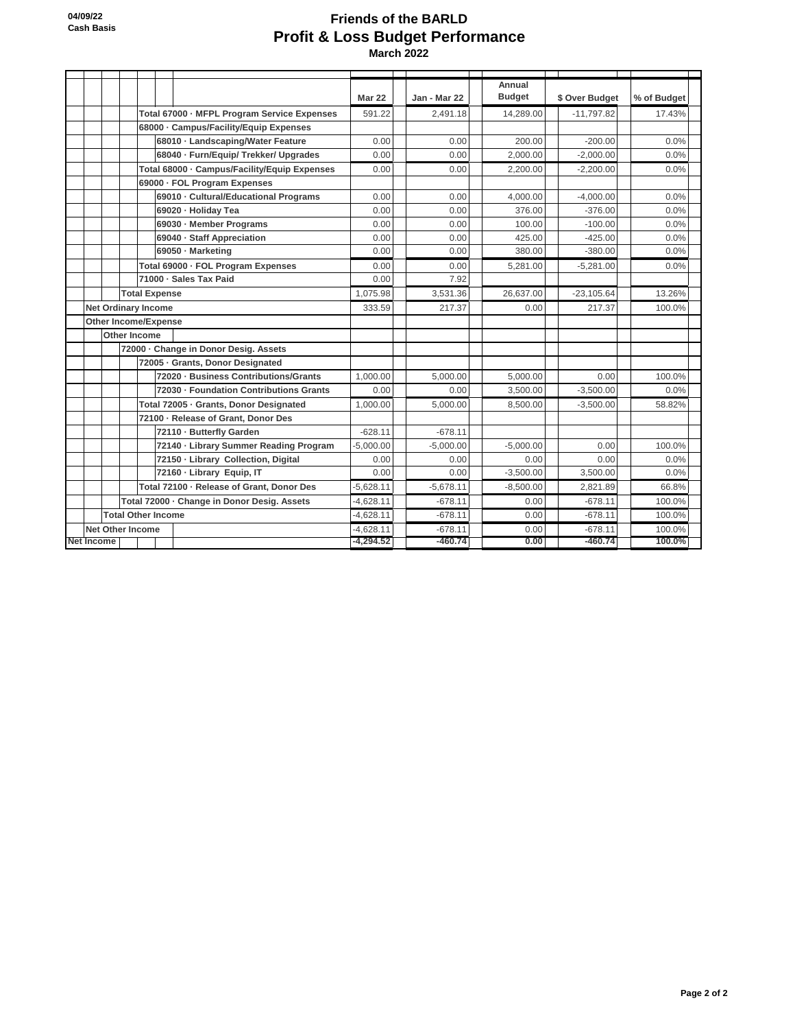# Friends of the BARLD

## Profit & Loss Budget Performance

### March 2022

04/09/22
Cash Basis

| | Mar 22 | Jan - Mar 22 | Annual Budget | $ Over Budget | % of Budget |
|---|---|---|---|---|---|
| Total 67000 · MFPL Program Service Expenses | 591.22 | 2,491.18 | 14,289.00 | -11,797.82 | 17.43% |
| 68000 · Campus/Facility/Equip Expenses | | | | | |
| 68010 · Landscaping/Water Feature | 0.00 | 0.00 | 200.00 | -200.00 | 0.0% |
| 68040 · Furn/Equip/ Trekker/ Upgrades | 0.00 | 0.00 | 2,000.00 | -2,000.00 | 0.0% |
| Total 68000 · Campus/Facility/Equip Expenses | 0.00 | 0.00 | 2,200.00 | -2,200.00 | 0.0% |
| 69000 · FOL Program Expenses | | | | | |
| 69010 · Cultural/Educational Programs | 0.00 | 0.00 | 4,000.00 | -4,000.00 | 0.0% |
| 69020 · Holiday Tea | 0.00 | 0.00 | 376.00 | -376.00 | 0.0% |
| 69030 · Member Programs | 0.00 | 0.00 | 100.00 | -100.00 | 0.0% |
| 69040 · Staff Appreciation | 0.00 | 0.00 | 425.00 | -425.00 | 0.0% |
| 69050 · Marketing | 0.00 | 0.00 | 380.00 | -380.00 | 0.0% |
| Total 69000 · FOL Program Expenses | 0.00 | 0.00 | 5,281.00 | -5,281.00 | 0.0% |
| 71000 · Sales Tax Paid | 0.00 | 7.92 | | | |
| Total Expense | 1,075.98 | 3,531.36 | 26,637.00 | -23,105.64 | 13.26% |
| Net Ordinary Income | 333.59 | 217.37 | 0.00 | 217.37 | 100.0% |
| Other Income/Expense | | | | | |
| Other Income | | | | | |
| 72000 · Change in Donor Desig. Assets | | | | | |
| 72005 · Grants, Donor Designated | | | | | |
| 72020 · Business Contributions/Grants | 1,000.00 | 5,000.00 | 5,000.00 | 0.00 | 100.0% |
| 72030 · Foundation Contributions Grants | 0.00 | 0.00 | 3,500.00 | -3,500.00 | 0.0% |
| Total 72005 · Grants, Donor Designated | 1,000.00 | 5,000.00 | 8,500.00 | -3,500.00 | 58.82% |
| 72100 · Release of Grant, Donor Des | | | | | |
| 72110 · Butterfly Garden | -628.11 | -678.11 | | | |
| 72140 · Library Summer Reading Program | -5,000.00 | -5,000.00 | -5,000.00 | 0.00 | 100.0% |
| 72150 · Library Collection, Digital | 0.00 | 0.00 | 0.00 | 0.00 | 0.0% |
| 72160 · Library Equip, IT | 0.00 | 0.00 | -3,500.00 | 3,500.00 | 0.0% |
| Total 72100 · Release of Grant, Donor Des | -5,628.11 | -5,678.11 | -8,500.00 | 2,821.89 | 66.8% |
| Total 72000 · Change in Donor Desig. Assets | -4,628.11 | -678.11 | 0.00 | -678.11 | 100.0% |
| Total Other Income | -4,628.11 | -678.11 | 0.00 | -678.11 | 100.0% |
| Net Other Income | -4,628.11 | -678.11 | 0.00 | -678.11 | 100.0% |
| Net Income | -4,294.52 | -460.74 | 0.00 | -460.74 | 100.0% |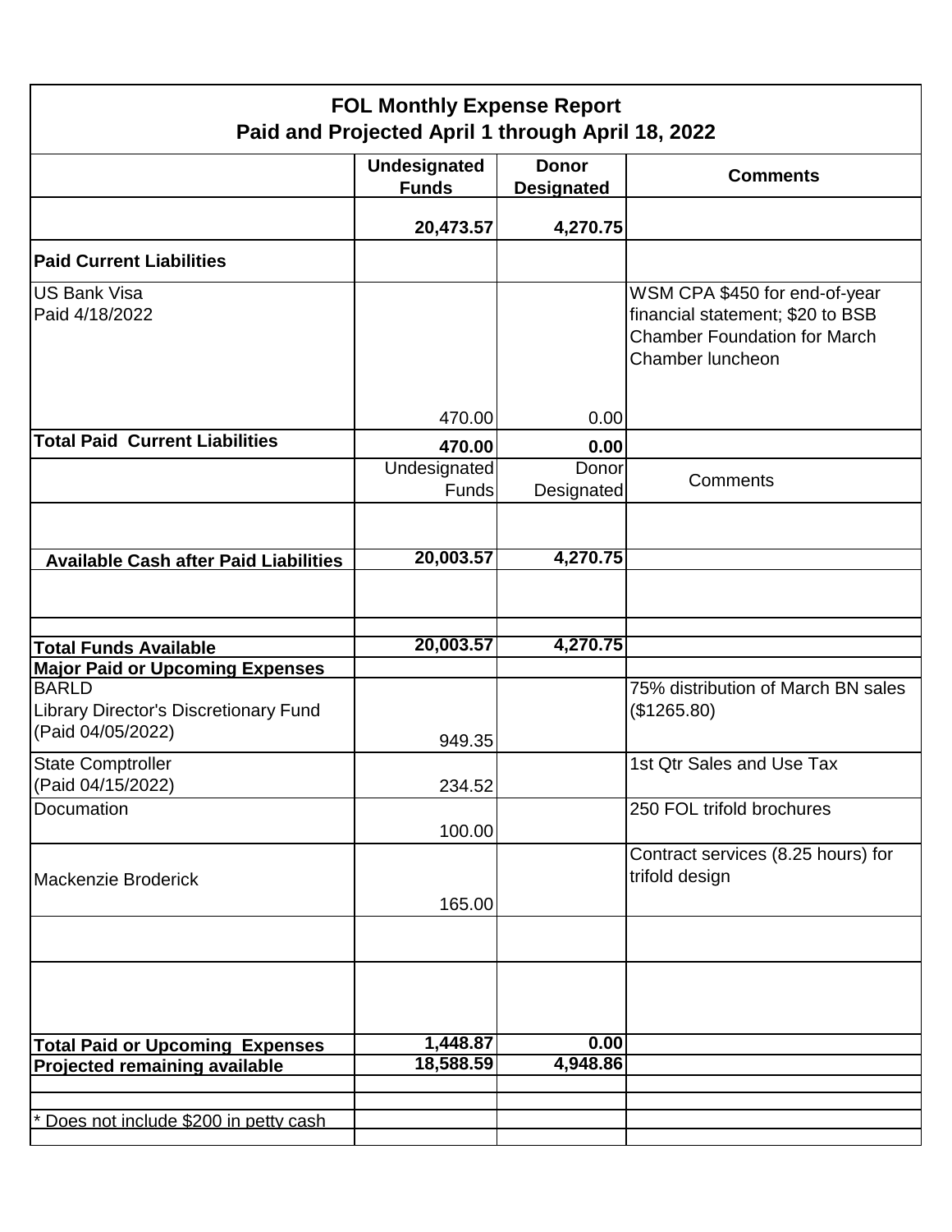# FOL Monthly Expense Report
## Paid and Projected April 1 through April 18, 2022

| | Undesignated Funds | Donor Designated | Comments |
|---|---|---|---|
| | **20,473.57** | **4,270.75** | |
| **Paid Current Liabilities** | | | |
| US Bank Visa<br>Paid 4/18/2022 | 470.00 | 0.00 | WSM CPA $450 for end-of-year financial statement; $20 to BSB Chamber Foundation for March Chamber luncheon |
| **Total Paid Current Liabilities** | **470.00** | **0.00** | |
| | Undesignated Funds | Donor Designated | Comments |
| | | | |
| **Available Cash after Paid Liabilities** | **20,003.57** | **4,270.75** | |
| | | | |
| | | | |
| **Total Funds Available** | **20,003.57** | **4,270.75** | |
| **Major Paid or Upcoming Expenses** | | | |
| BARLD<br>Library Director's Discretionary Fund<br>(Paid 04/05/2022) | 949.35 | | 75% distribution of March BN sales ($1265.80) |
| State Comptroller<br>(Paid 04/15/2022) | 234.52 | | 1st Qtr Sales and Use Tax |
| Documation | 100.00 | | 250 FOL trifold brochures |
| Mackenzie Broderick | 165.00 | | Contract services (8.25 hours) for trifold design |
| | | | |
| | | | |
| **Total Paid or Upcoming Expenses** | **1,448.87** | **0.00** | |
| **Projected remaining available** | **18,588.59** | **4,948.86** | |
| | | | |
| | | | |
| * Does not include $200 in petty cash | | | |
| | | | |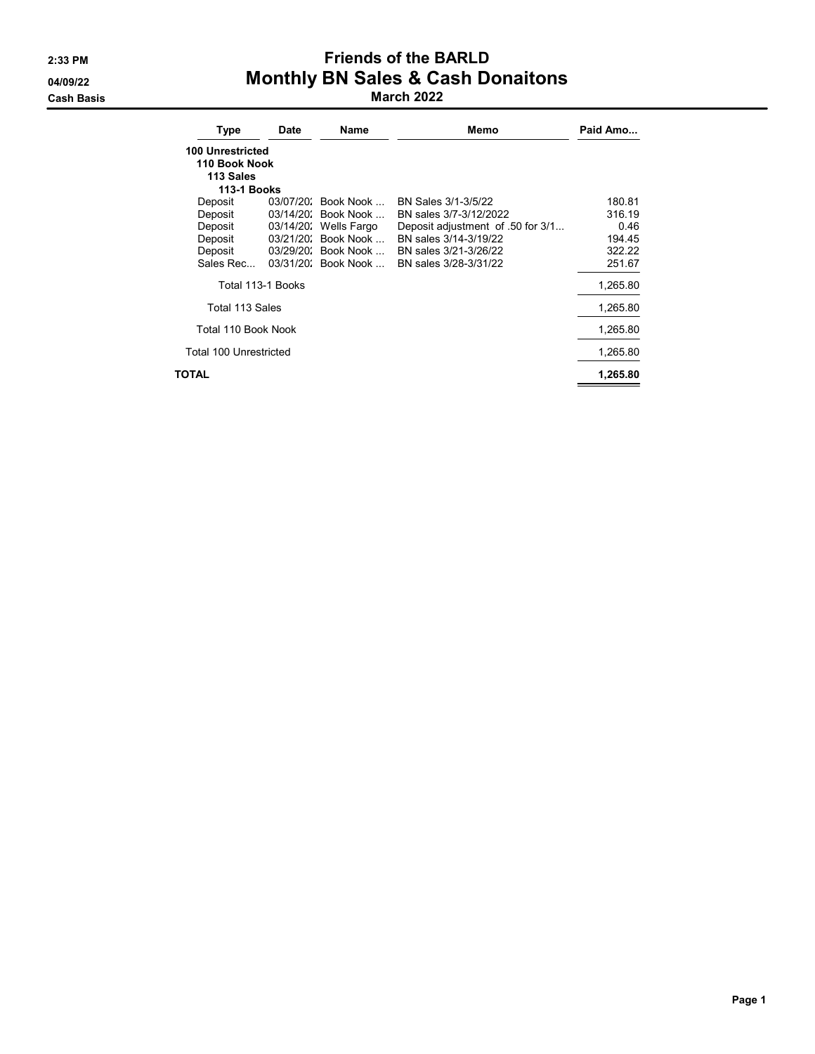2:33 PM
04/09/22
Cash Basis

# Friends of the BARLD
## Monthly BN Sales & Cash Donaitons
### March 2022

| Type | Date | Name | Memo | Paid Amo... |
|---|---|---|---|---|
| **100 Unrestricted** | | | | |
| **110 Book Nook** | | | | |
| **113 Sales** | | | | |
| **113-1 Books** | | | | |
| Deposit | 03/07/202 | Book Nook ... | BN Sales 3/1-3/5/22 | 180.81 |
| Deposit | 03/14/202 | Book Nook ... | BN sales 3/7-3/12/2022 | 316.19 |
| Deposit | 03/14/202 | Wells Fargo | Deposit adjustment of .50 for 3/1... | 0.46 |
| Deposit | 03/21/202 | Book Nook ... | BN sales 3/14-3/19/22 | 194.45 |
| Deposit | 03/29/202 | Book Nook ... | BN sales 3/21-3/26/22 | 322.22 |
| Sales Rec... | 03/31/202 | Book Nook ... | BN sales 3/28-3/31/22 | 251.67 |
| Total 113-1 Books | | | | 1,265.80 |
| Total 113 Sales | | | | 1,265.80 |
| Total 110 Book Nook | | | | 1,265.80 |
| Total 100 Unrestricted | | | | 1,265.80 |
| **TOTAL** | | | | **1,265.80** |